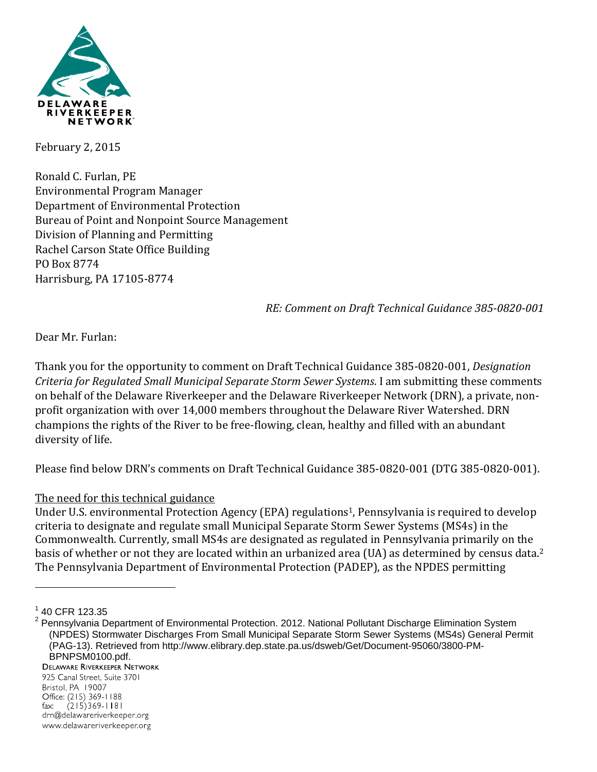DELAWARE RIVERKEEPER NETWORK

February 2, 2015

Ronald C. Furlan, PE
Environmental Program Manager
Department of Environmental Protection
Bureau of Point and Nonpoint Source Management
Division of Planning and Permitting
Rachel Carson State Office Building
PO Box 8774
Harrisburg, PA 17105-8774

*RE: Comment on Draft Technical Guidance 385-0820-001*

Dear Mr. Furlan:

Thank you for the opportunity to comment on Draft Technical Guidance 385-0820-001, *Designation Criteria for Regulated Small Municipal Separate Storm Sewer Systems*. I am submitting these comments on behalf of the Delaware Riverkeeper and the Delaware Riverkeeper Network (DRN), a private, non-profit organization with over 14,000 members throughout the Delaware River Watershed. DRN champions the rights of the River to be free-flowing, clean, healthy and filled with an abundant diversity of life.

Please find below DRN's comments on Draft Technical Guidance 385-0820-001 (DTG 385-0820-001).

<u>The need for this technical guidance</u>

Under U.S. environmental Protection Agency (EPA) regulations[1], Pennsylvania is required to develop criteria to designate and regulate small Municipal Separate Storm Sewer Systems (MS4s) in the Commonwealth. Currently, small MS4s are designated as regulated in Pennsylvania primarily on the basis of whether or not they are located within an urbanized area (UA) as determined by census data.[2] The Pennsylvania Department of Environmental Protection (PADEP), as the NPDES permitting

[1] 40 CFR 123.35

[2] Pennsylvania Department of Environmental Protection. 2012. National Pollutant Discharge Elimination System (NPDES) Stormwater Discharges From Small Municipal Separate Storm Sewer Systems (MS4s) General Permit (PAG-13). Retrieved from http://www.elibrary.dep.state.pa.us/dsweb/Get/Document-95060/3800-PM-BPNPSM0100.pdf.

Delaware Riverkeeper Network
925 Canal Street, Suite 3701
Bristol, PA 19007
Office: (215) 369-1188
fax: (215)369-1181
drn@delawareriverkeeper.org
www.delawareriverkeeper.org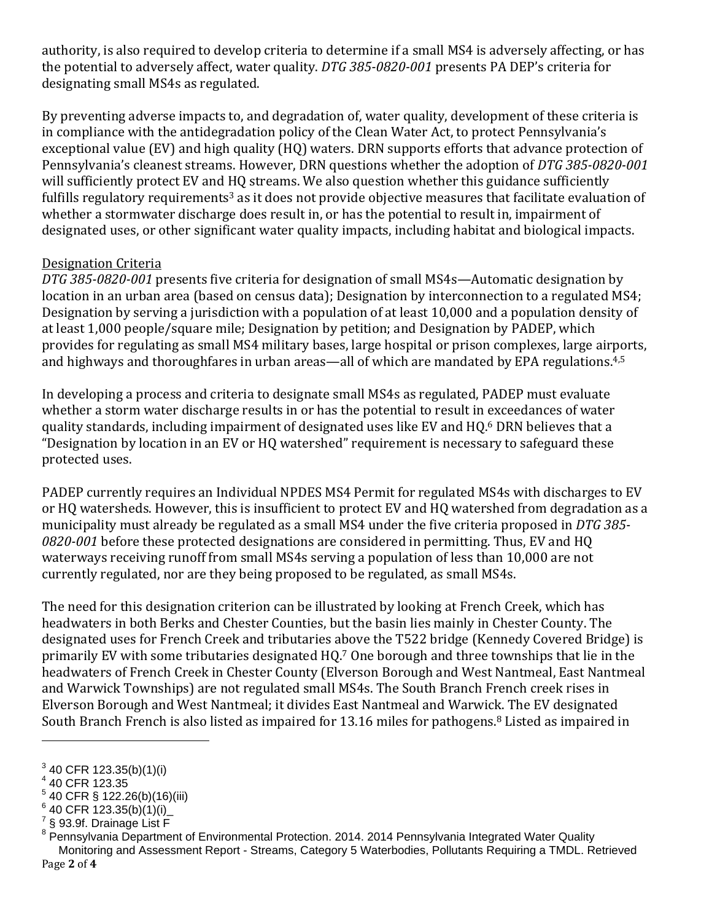authority, is also required to develop criteria to determine if a small MS4 is adversely affecting, or has the potential to adversely affect, water quality. *DTG 385-0820-001* presents PA DEP's criteria for designating small MS4s as regulated.

By preventing adverse impacts to, and degradation of, water quality, development of these criteria is in compliance with the antidegradation policy of the Clean Water Act, to protect Pennsylvania's exceptional value (EV) and high quality (HQ) waters. DRN supports efforts that advance protection of Pennsylvania's cleanest streams. However, DRN questions whether the adoption of *DTG 385-0820-001* will sufficiently protect EV and HQ streams. We also question whether this guidance sufficiently fulfills regulatory requirements[3] as it does not provide objective measures that facilitate evaluation of whether a stormwater discharge does result in, or has the potential to result in, impairment of designated uses, or other significant water quality impacts, including habitat and biological impacts.

<u>Designation Criteria</u>

*DTG 385-0820-001* presents five criteria for designation of small MS4s—Automatic designation by location in an urban area (based on census data); Designation by interconnection to a regulated MS4; Designation by serving a jurisdiction with a population of at least 10,000 and a population density of at least 1,000 people/square mile; Designation by petition; and Designation by PADEP, which provides for regulating as small MS4 military bases, large hospital or prison complexes, large airports, and highways and thoroughfares in urban areas—all of which are mandated by EPA regulations.[4,5]

In developing a process and criteria to designate small MS4s as regulated, PADEP must evaluate whether a storm water discharge results in or has the potential to result in exceedances of water quality standards, including impairment of designated uses like EV and HQ.[6] DRN believes that a "Designation by location in an EV or HQ watershed" requirement is necessary to safeguard these protected uses.

PADEP currently requires an Individual NPDES MS4 Permit for regulated MS4s with discharges to EV or HQ watersheds. However, this is insufficient to protect EV and HQ watershed from degradation as a municipality must already be regulated as a small MS4 under the five criteria proposed in *DTG 385-0820-001* before these protected designations are considered in permitting. Thus, EV and HQ waterways receiving runoff from small MS4s serving a population of less than 10,000 are not currently regulated, nor are they being proposed to be regulated, as small MS4s.

The need for this designation criterion can be illustrated by looking at French Creek, which has headwaters in both Berks and Chester Counties, but the basin lies mainly in Chester County. The designated uses for French Creek and tributaries above the T522 bridge (Kennedy Covered Bridge) is primarily EV with some tributaries designated HQ.[7] One borough and three townships that lie in the headwaters of French Creek in Chester County (Elverson Borough and West Nantmeal, East Nantmeal and Warwick Townships) are not regulated small MS4s. The South Branch French creek rises in Elverson Borough and West Nantmeal; it divides East Nantmeal and Warwick. The EV designated South Branch French is also listed as impaired for 13.16 miles for pathogens.[8] Listed as impaired in

---

[3] 40 CFR 123.35(b)(1)(i)

[4] 40 CFR 123.35

[5] 40 CFR § 122.26(b)(16)(iii)

[6] 40 CFR 123.35(b)(1)(i)_

[7] § 93.9f. Drainage List F

[8] Pennsylvania Department of Environmental Protection. 2014. 2014 Pennsylvania Integrated Water Quality Monitoring and Assessment Report - Streams, Category 5 Waterbodies, Pollutants Requiring a TMDL. Retrieved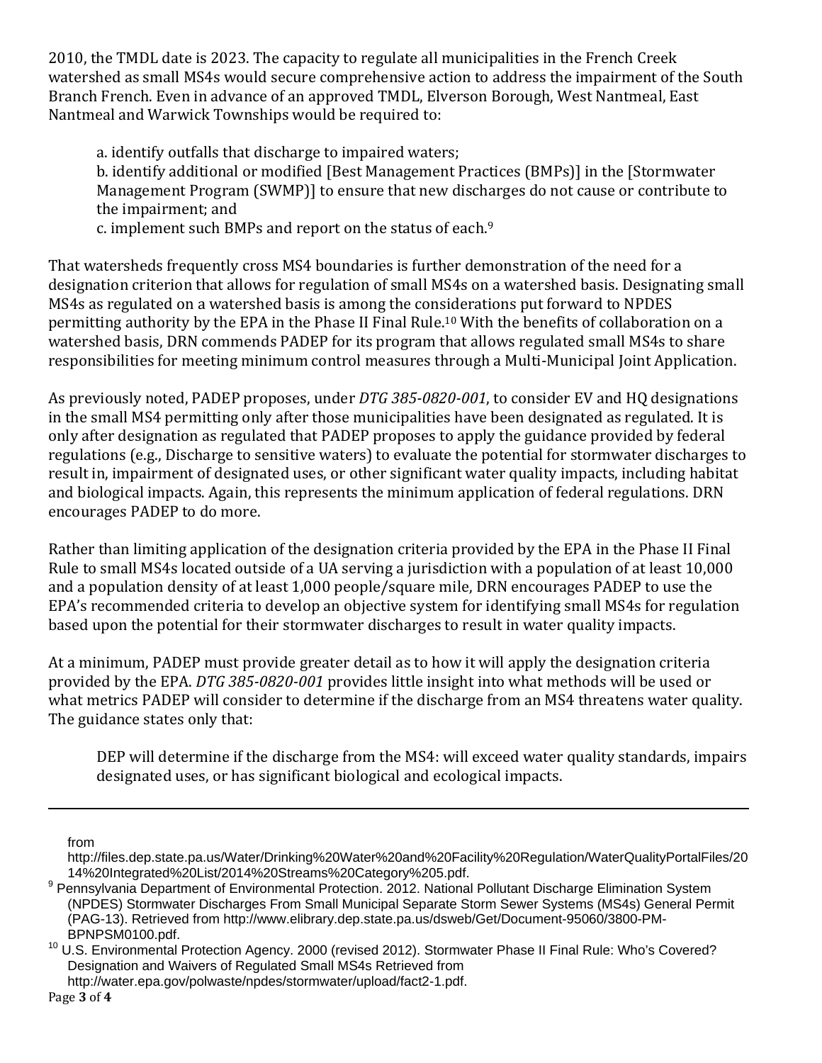2010, the TMDL date is 2023. The capacity to regulate all municipalities in the French Creek watershed as small MS4s would secure comprehensive action to address the impairment of the South Branch French. Even in advance of an approved TMDL, Elverson Borough, West Nantmeal, East Nantmeal and Warwick Townships would be required to:

> a. identify outfalls that discharge to impaired waters;
> b. identify additional or modified [Best Management Practices (BMPs)] in the [Stormwater Management Program (SWMP)] to ensure that new discharges do not cause or contribute to the impairment; and
> c. implement such BMPs and report on the status of each.[9]

That watersheds frequently cross MS4 boundaries is further demonstration of the need for a designation criterion that allows for regulation of small MS4s on a watershed basis. Designating small MS4s as regulated on a watershed basis is among the considerations put forward to NPDES permitting authority by the EPA in the Phase II Final Rule.[10] With the benefits of collaboration on a watershed basis, DRN commends PADEP for its program that allows regulated small MS4s to share responsibilities for meeting minimum control measures through a Multi-Municipal Joint Application.

As previously noted, PADEP proposes, under *DTG 385-0820-001*, to consider EV and HQ designations in the small MS4 permitting only after those municipalities have been designated as regulated. It is only after designation as regulated that PADEP proposes to apply the guidance provided by federal regulations (e.g., Discharge to sensitive waters) to evaluate the potential for stormwater discharges to result in, impairment of designated uses, or other significant water quality impacts, including habitat and biological impacts. Again, this represents the minimum application of federal regulations. DRN encourages PADEP to do more.

Rather than limiting application of the designation criteria provided by the EPA in the Phase II Final Rule to small MS4s located outside of a UA serving a jurisdiction with a population of at least 10,000 and a population density of at least 1,000 people/square mile, DRN encourages PADEP to use the EPA's recommended criteria to develop an objective system for identifying small MS4s for regulation based upon the potential for their stormwater discharges to result in water quality impacts.

At a minimum, PADEP must provide greater detail as to how it will apply the designation criteria provided by the EPA. *DTG 385-0820-001* provides little insight into what methods will be used or what metrics PADEP will consider to determine if the discharge from an MS4 threatens water quality. The guidance states only that:

> DEP will determine if the discharge from the MS4: will exceed water quality standards, impairs designated uses, or has significant biological and ecological impacts.

---

from http://files.dep.state.pa.us/Water/Drinking%20Water%20and%20Facility%20Regulation/WaterQualityPortalFiles/2014%20Integrated%20List/2014%20Streams%20Category%205.pdf.

[9] Pennsylvania Department of Environmental Protection. 2012. National Pollutant Discharge Elimination System (NPDES) Stormwater Discharges From Small Municipal Separate Storm Sewer Systems (MS4s) General Permit (PAG-13). Retrieved from http://www.elibrary.dep.state.pa.us/dsweb/Get/Document-95060/3800-PM-BPNPSM0100.pdf.

[10] U.S. Environmental Protection Agency. 2000 (revised 2012). Stormwater Phase II Final Rule: Who's Covered? Designation and Waivers of Regulated Small MS4s Retrieved from http://water.epa.gov/polwaste/npdes/stormwater/upload/fact2-1.pdf.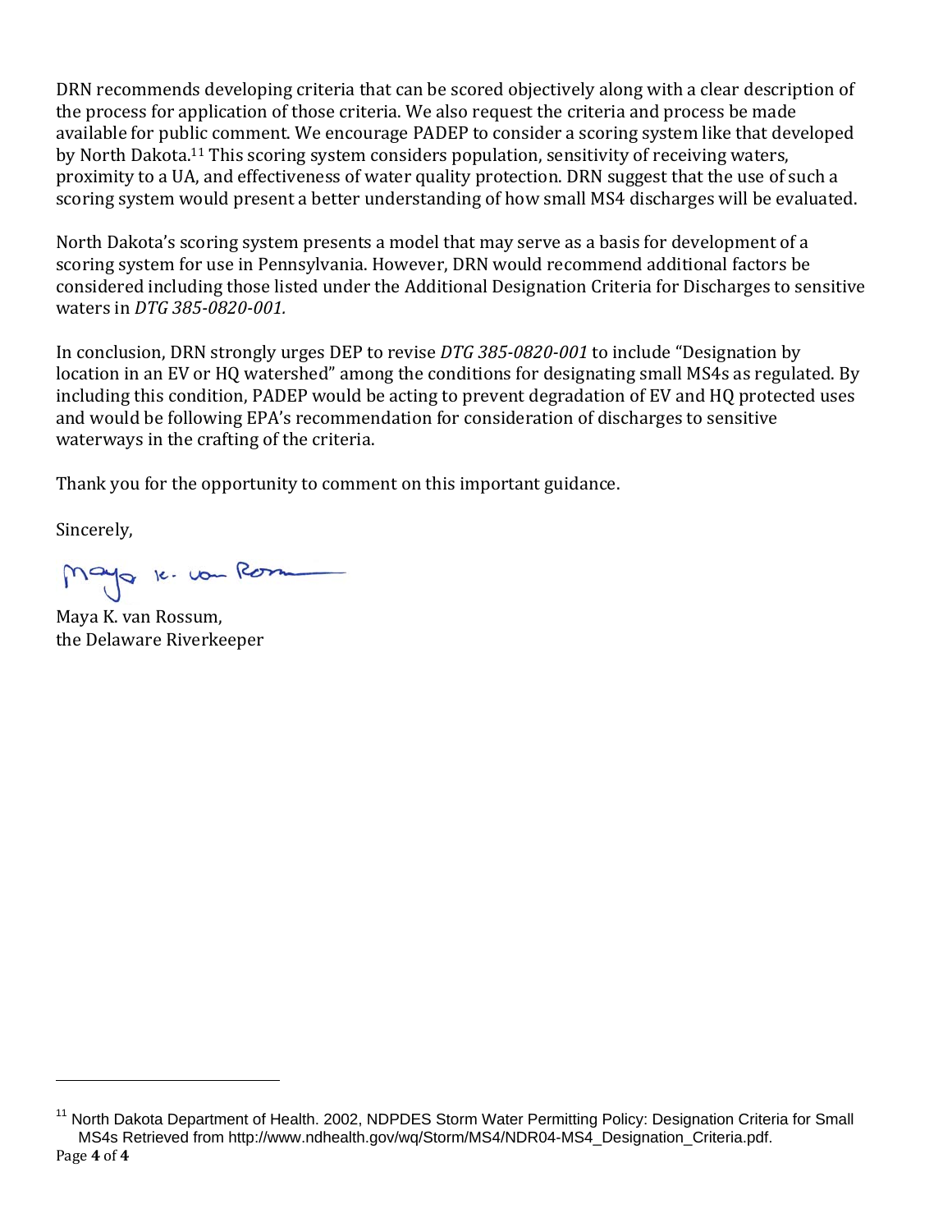DRN recommends developing criteria that can be scored objectively along with a clear description of the process for application of those criteria. We also request the criteria and process be made available for public comment. We encourage PADEP to consider a scoring system like that developed by North Dakota.[11] This scoring system considers population, sensitivity of receiving waters, proximity to a UA, and effectiveness of water quality protection. DRN suggest that the use of such a scoring system would present a better understanding of how small MS4 discharges will be evaluated.

North Dakota's scoring system presents a model that may serve as a basis for development of a scoring system for use in Pennsylvania. However, DRN would recommend additional factors be considered including those listed under the Additional Designation Criteria for Discharges to sensitive waters in *DTG 385-0820-001.*

In conclusion, DRN strongly urges DEP to revise *DTG 385-0820-001* to include "Designation by location in an EV or HQ watershed" among the conditions for designating small MS4s as regulated. By including this condition, PADEP would be acting to prevent degradation of EV and HQ protected uses and would be following EPA's recommendation for consideration of discharges to sensitive waterways in the crafting of the criteria.

Thank you for the opportunity to comment on this important guidance.

Sincerely,

Maya K. van Rossum,
the Delaware Riverkeeper

---

[11] North Dakota Department of Health. 2002, NDPDES Storm Water Permitting Policy: Designation Criteria for Small MS4s Retrieved from http://www.ndhealth.gov/wq/Storm/MS4/NDR04-MS4_Designation_Criteria.pdf.